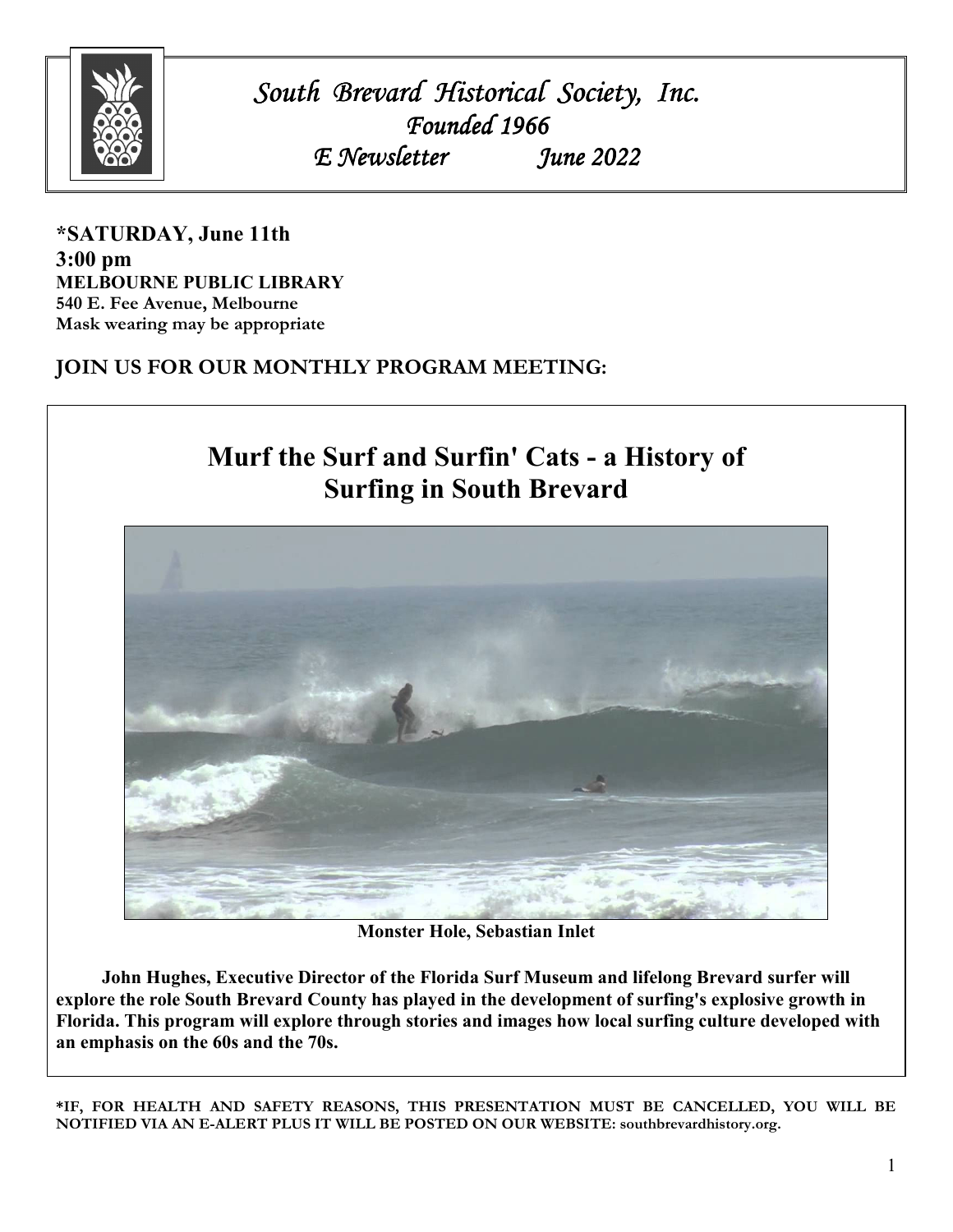# *South Brevard Historical Society, Inc.*
## *Founded 1966*
## *E Newsletter June 2022*

**\*SATURDAY, June 11th**
**3:00 pm**
**MELBOURNE PUBLIC LIBRARY**
**540 E. Fee Avenue, Melbourne**
**Mask wearing may be appropriate**

**JOIN US FOR OUR MONTHLY PROGRAM MEETING:**

## Murf the Surf and Surfin' Cats - a History of Surfing in South Brevard

**Monster Hole, Sebastian Inlet**

**John Hughes, Executive Director of the Florida Surf Museum and lifelong Brevard surfer will explore the role South Brevard County has played in the development of surfing's explosive growth in Florida. This program will explore through stories and images how local surfing culture developed with an emphasis on the 60s and the 70s.**

**\*IF, FOR HEALTH AND SAFETY REASONS, THIS PRESENTATION MUST BE CANCELLED, YOU WILL BE NOTIFIED VIA AN E-ALERT PLUS IT WILL BE POSTED ON OUR WEBSITE: southbrevardhistory.org.**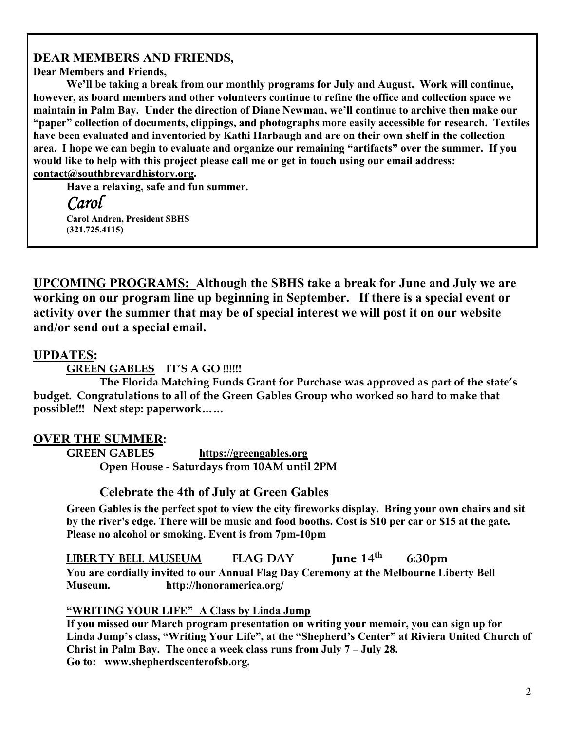## DEAR MEMBERS AND FRIENDS,

**Dear Members and Friends,**

**We'll be taking a break from our monthly programs for July and August. Work will continue, however, as board members and other volunteers continue to refine the office and collection space we maintain in Palm Bay. Under the direction of Diane Newman, we'll continue to archive then make our "paper" collection of documents, clippings, and photographs more easily accessible for research. Textiles have been evaluated and inventoried by Kathi Harbaugh and are on their own shelf in the collection area. I hope we can begin to evaluate and organize our remaining "artifacts" over the summer. If you would like to help with this project please call me or get in touch using our email address: contact@southbrevardhistory.org.**

**Have a relaxing, safe and fun summer.**

*Carol*

**Carol Andren, President SBHS**
**(321.725.4115)**

**UPCOMING PROGRAMS: Although the SBHS take a break for June and July we are working on our program line up beginning in September. If there is a special event or activity over the summer that may be of special interest we will post it on our website and/or send out a special email.**

## UPDATES:

**GREEN GABLES IT'S A GO !!!!!!**

**The Florida Matching Funds Grant for Purchase was approved as part of the state's budget. Congratulations to all of the Green Gables Group who worked so hard to make that possible!!! Next step: paperwork……**

## OVER THE SUMMER:

**GREEN GABLES https://greengables.org**

**Open House - Saturdays from 10AM until 2PM**

### Celebrate the 4th of July at Green Gables

**Green Gables is the perfect spot to view the city fireworks display. Bring your own chairs and sit by the river's edge. There will be music and food booths. Cost is $10 per car or $15 at the gate. Please no alcohol or smoking. Event is from 7pm-10pm**

**LIBERTY BELL MUSEUM FLAG DAY June 14th 6:30pm**

**You are cordially invited to our Annual Flag Day Ceremony at the Melbourne Liberty Bell Museum. http://honoramerica.org/**

**"WRITING YOUR LIFE" A Class by Linda Jump**

**If you missed our March program presentation on writing your memoir, you can sign up for Linda Jump's class, "Writing Your Life", at the "Shepherd's Center" at Riviera United Church of Christ in Palm Bay. The once a week class runs from July 7 – July 28.**
**Go to: www.shepherdscenterofsb.org.**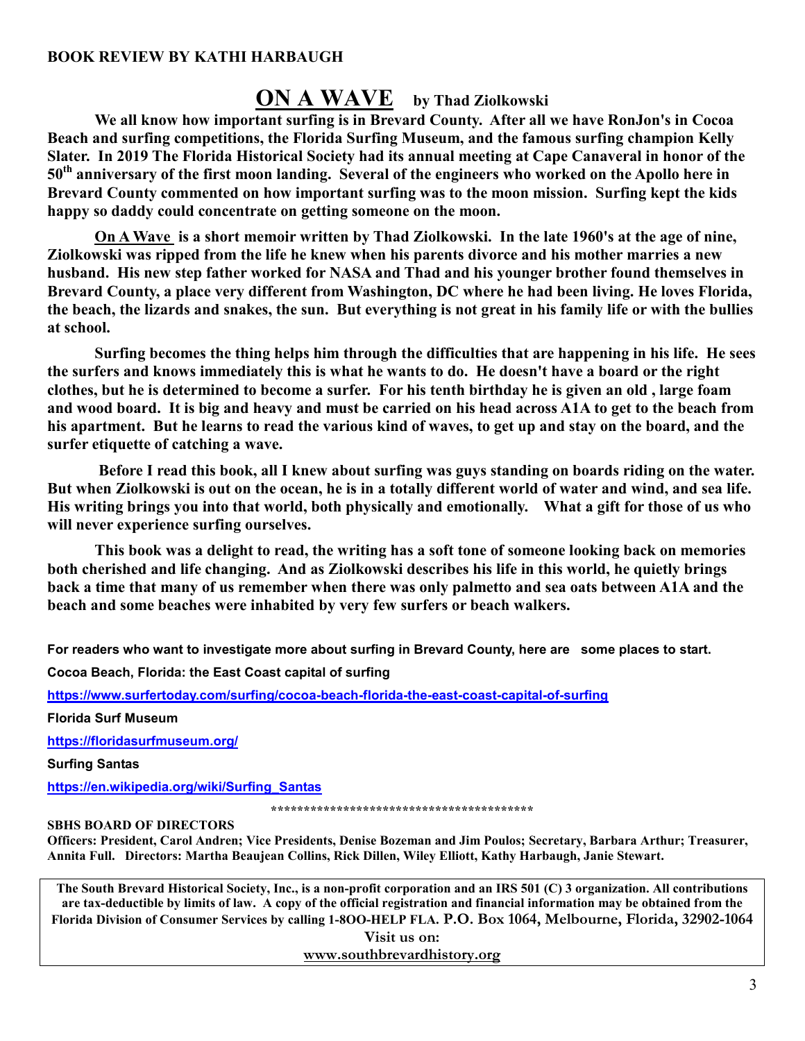**BOOK REVIEW BY KATHI HARBAUGH**

# ON A WAVE by Thad Ziolkowski

**We all know how important surfing is in Brevard County. After all we have RonJon's in Cocoa Beach and surfing competitions, the Florida Surfing Museum, and the famous surfing champion Kelly Slater. In 2019 The Florida Historical Society had its annual meeting at Cape Canaveral in honor of the 50th anniversary of the first moon landing. Several of the engineers who worked on the Apollo here in Brevard County commented on how important surfing was to the moon mission. Surfing kept the kids happy so daddy could concentrate on getting someone on the moon.**

**On A Wave is a short memoir written by Thad Ziolkowski. In the late 1960's at the age of nine, Ziolkowski was ripped from the life he knew when his parents divorce and his mother marries a new husband. His new step father worked for NASA and Thad and his younger brother found themselves in Brevard County, a place very different from Washington, DC where he had been living. He loves Florida, the beach, the lizards and snakes, the sun. But everything is not great in his family life or with the bullies at school.**

**Surfing becomes the thing helps him through the difficulties that are happening in his life. He sees the surfers and knows immediately this is what he wants to do. He doesn't have a board or the right clothes, but he is determined to become a surfer. For his tenth birthday he is given an old , large foam and wood board. It is big and heavy and must be carried on his head across A1A to get to the beach from his apartment. But he learns to read the various kind of waves, to get up and stay on the board, and the surfer etiquette of catching a wave.**

**Before I read this book, all I knew about surfing was guys standing on boards riding on the water. But when Ziolkowski is out on the ocean, he is in a totally different world of water and wind, and sea life. His writing brings you into that world, both physically and emotionally. What a gift for those of us who will never experience surfing ourselves.**

**This book was a delight to read, the writing has a soft tone of someone looking back on memories both cherished and life changing. And as Ziolkowski describes his life in this world, he quietly brings back a time that many of us remember when there was only palmetto and sea oats between A1A and the beach and some beaches were inhabited by very few surfers or beach walkers.**

**For readers who want to investigate more about surfing in Brevard County, here are some places to start.**

**Cocoa Beach, Florida: the East Coast capital of surfing**

https://www.surfertoday.com/surfing/cocoa-beach-florida-the-east-coast-capital-of-surfing

**Florida Surf Museum**

https://floridasurfmuseum.org/

**Surfing Santas**

https://en.wikipedia.org/wiki/Surfing_Santas

****************************************

**SBHS BOARD OF DIRECTORS**

**Officers: President, Carol Andren; Vice Presidents, Denise Bozeman and Jim Poulos; Secretary, Barbara Arthur; Treasurer, Annita Full. Directors: Martha Beaujean Collins, Rick Dillen, Wiley Elliott, Kathy Harbaugh, Janie Stewart.**

**The South Brevard Historical Society, Inc., is a non-profit corporation and an IRS 501 (C) 3 organization. All contributions are tax-deductible by limits of law. A copy of the official registration and financial information may be obtained from the Florida Division of Consumer Services by calling 1-8OO-HELP FLA. P.O. Box 1064, Melbourne, Florida, 32902-1064**

**Visit us on:**

**www.southbrevardhistory.org**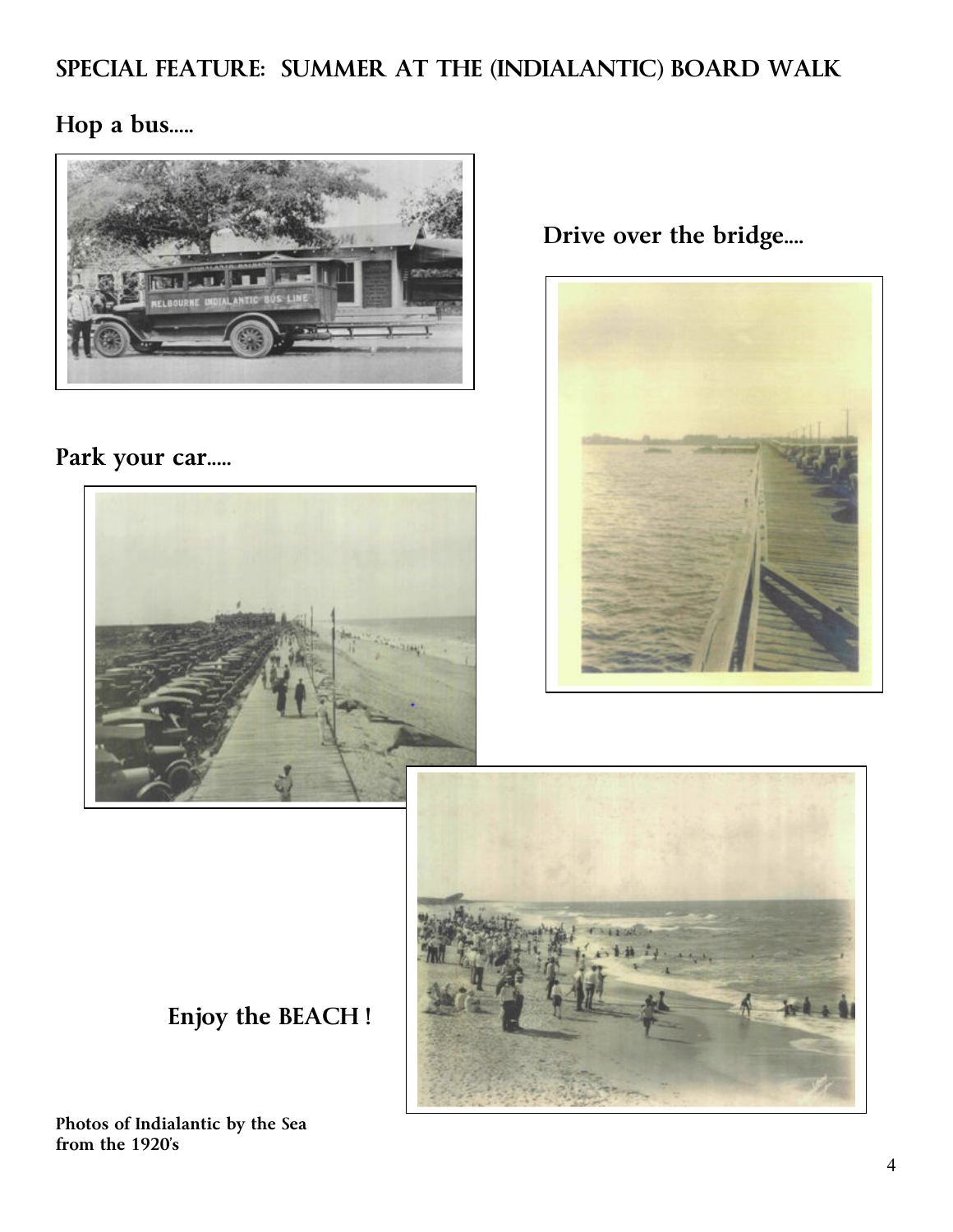## SPECIAL FEATURE: SUMMER AT THE (INDIALANTIC) BOARD WALK

### Hop a bus.....

### Drive over the bridge....

### Park your car.....

### Enjoy the BEACH !

**Photos of Indialantic by the Sea from the 1920's**